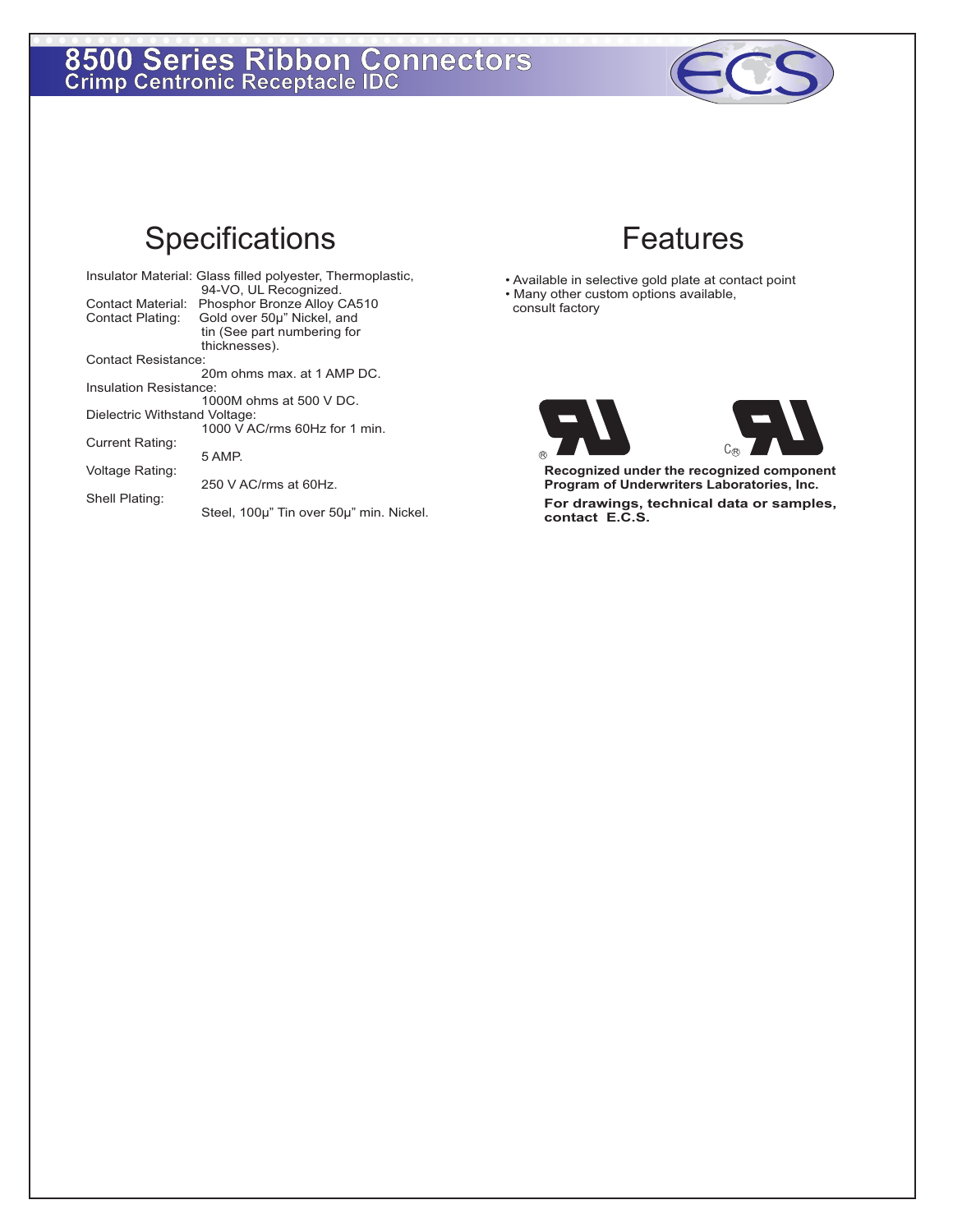# 8500 Series Ribbon Connectors
## Crimp Centronic Receptacle IDC

## Specifications

Insulator Material: Glass filled polyester, Thermoplastic, 94-VO, UL Recognized.
Contact Material: Phosphor Bronze Alloy CA510
Contact Plating: Gold over 50μ" Nickel, and tin (See part numbering for thicknesses).
Contact Resistance: 20m ohms max. at 1 AMP DC.
Insulation Resistance: 1000M ohms at 500 V DC.
Dielectric Withstand Voltage: 1000 V AC/rms 60Hz for 1 min.
Current Rating: 5 AMP.
Voltage Rating: 250 V AC/rms at 60Hz.
Shell Plating: Steel, 100μ" Tin over 50μ" min. Nickel.

## Features

- Available in selective gold plate at contact point
- Many other custom options available, consult factory

**Recognized under the recognized component Program of Underwriters Laboratories, Inc.**

**For drawings, technical data or samples, contact E.C.S.**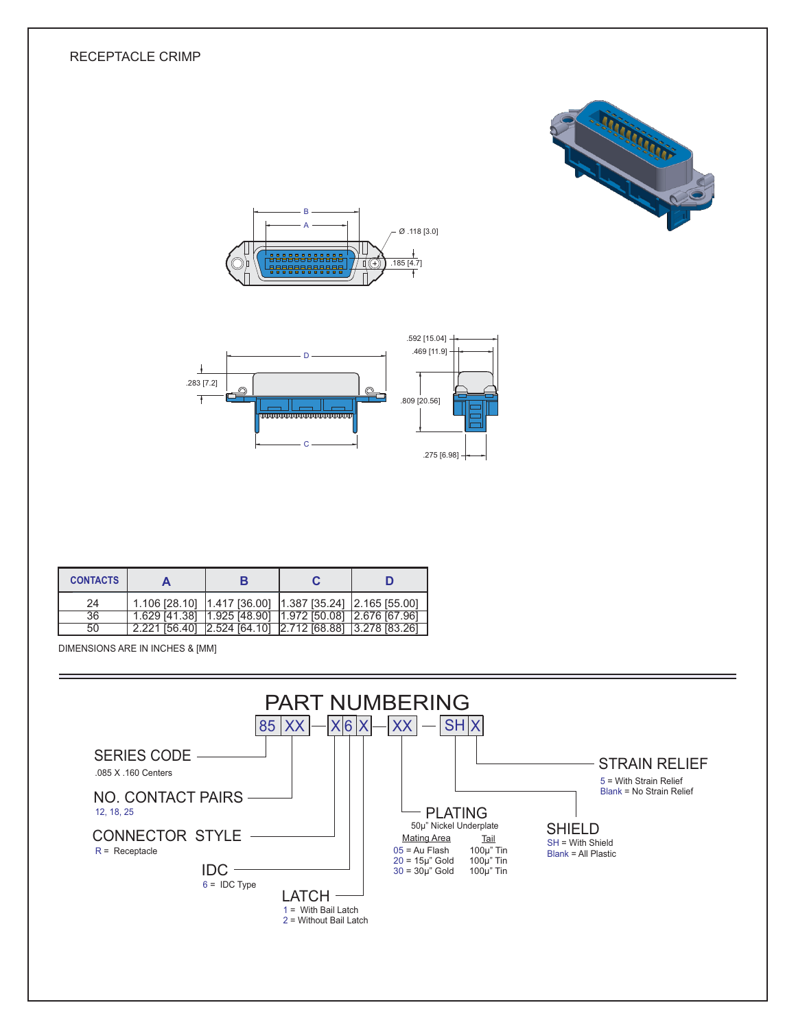RECEPTACLE CRIMP

B

A

Ø .118 [3.0]

.185 [4.7]

D

.283 [7.2]

C

.592 [15.04]

.469 [11.9]

.809 [20.56]

.275 [6.98]

| CONTACTS | A | B | C | D |
|---|---|---|---|---|
| 24 | 1.106 [28.10] | 1.417 [36.00] | 1.387 [35.24] | 2.165 [55.00] |
| 36 | 1.629 [41.38] | 1.925 [48.90] | 1.972 [50.08] | 2.676 [67.96] |
| 50 | 2.221 [56.40] | 2.524 [64.10] | 2.712 [68.88] | 3.278 [83.26] |

DIMENSIONS ARE IN INCHES & [MM]

## PART NUMBERING

85 XX — X 6 X — XX — SH X

**SERIES CODE**
.085 X .160 Centers

**NO. CONTACT PAIRS**
12, 18, 25

**CONNECTOR STYLE**
R = Receptacle

**IDC**
6 = IDC Type

**LATCH**
1 = With Bail Latch
2 = Without Bail Latch

**PLATING**
50µ" Nickel Underplate

| Mating Area | Tail |
|---|---|
| 05 = Au Flash | 100µ" Tin |
| 20 = 15µ" Gold | 100µ" Tin |
| 30 = 30µ" Gold | 100µ" Tin |

**SHIELD**
SH = With Shield
Blank = All Plastic

**STRAIN RELIEF**
5 = With Strain Relief
Blank = No Strain Relief